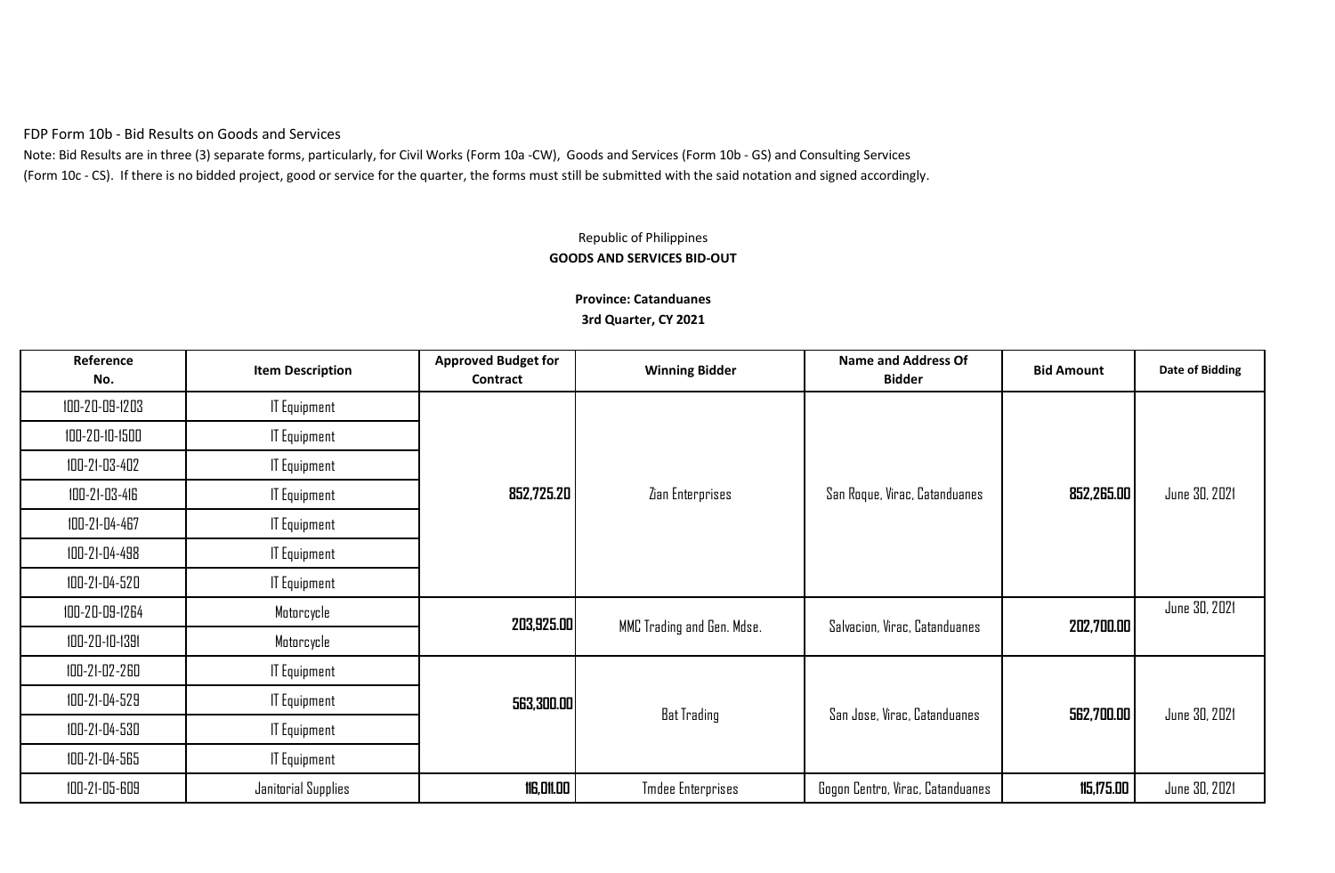FDP Form 10b - Bid Results on Goods and Services

Note: Bid Results are in three (3) separate forms, particularly, for Civil Works (Form 10a -CW), Goods and Services (Form 10b - GS) and Consulting Services (Form 10c - CS). If there is no bidded project, good or service for the quarter, the forms must still be submitted with the said notation and signed accordingly.

Republic of Philippines

**GOODS AND SERVICES BID-OUT**

**Province: Catanduanes**

**3rd Quarter, CY 2021**

| Reference No. | Item Description | Approved Budget for Contract | Winning Bidder | Name and Address Of Bidder | Bid Amount | Date of Bidding |
|---|---|---|---|---|---|---|
| 100-20-09-1203 | IT Equipment | **852,725.20** | Zian Enterprises | San Roque, Virac, Catanduanes | **852,265.00** | June 30, 2021 |
| 100-20-10-1500 | IT Equipment | | | | | |
| 100-21-03-402 | IT Equipment | | | | | |
| 100-21-03-416 | IT Equipment | | | | | |
| 100-21-04-467 | IT Equipment | | | | | |
| 100-21-04-498 | IT Equipment | | | | | |
| 100-21-04-520 | IT Equipment | | | | | |
| 100-20-09-1264 | Motorcycle | **203,925.00** | MMC Trading and Gen. Mdse. | Salvacion, Virac, Catanduanes | **202,700.00** | June 30, 2021 |
| 100-20-10-1391 | Motorcycle | | | | | |
| 100-21-02-260 | IT Equipment | **563,300.00** | Bat Trading | San Jose, Virac, Catanduanes | **562,700.00** | June 30, 2021 |
| 100-21-04-529 | IT Equipment | | | | | |
| 100-21-04-530 | IT Equipment | | | | | |
| 100-21-04-565 | IT Equipment | | | | | |
| 100-21-05-609 | Janitorial Supplies | **116,011.00** | Tmdee Enterprises | Gogon Centro, Virac, Catanduanes | **115,175.00** | June 30, 2021 |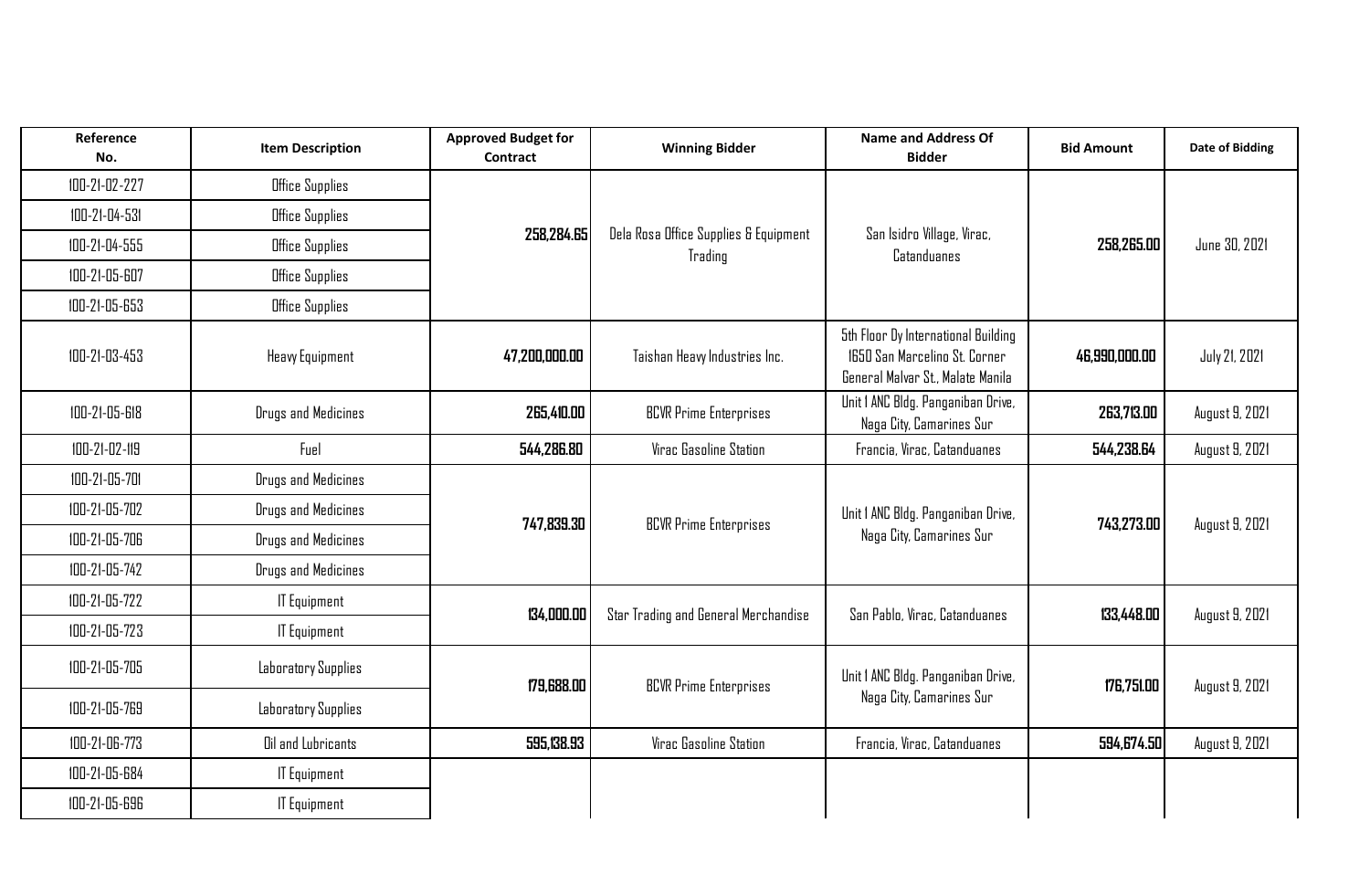| Reference No. | Item Description | Approved Budget for Contract | Winning Bidder | Name and Address Of Bidder | Bid Amount | Date of Bidding |
|---|---|---|---|---|---|---|
| 100-21-02-227 | Office Supplies | 258,284.65 | Dela Rosa Office Supplies & Equipment Trading | San Isidro Village, Virac, Catanduanes | 258,265.00 | June 30, 2021 |
| 100-21-04-531 | Office Supplies | | | | | |
| 100-21-04-555 | Office Supplies | | | | | |
| 100-21-05-607 | Office Supplies | | | | | |
| 100-21-05-653 | Office Supplies | | | | | |
| 100-21-03-453 | Heavy Equipment | 47,200,000.00 | Taishan Heavy Industries Inc. | 5th Floor Oy International Building 1650 San Marcelino St. Corner General Malvar St., Malate Manila | 46,990,000.00 | July 21, 2021 |
| 100-21-05-618 | Drugs and Medicines | 265,410.00 | BCVR Prime Enterprises | Unit 1 ANC Bldg. Panganiban Drive, Naga City, Camarines Sur | 263,713.00 | August 9, 2021 |
| 100-21-02-119 | Fuel | 544,286.80 | Virac Gasoline Station | Francia, Virac, Catanduanes | 544,238.64 | August 9, 2021 |
| 100-21-05-701 | Drugs and Medicines | 747,839.30 | BCVR Prime Enterprises | Unit 1 ANC Bldg. Panganiban Drive, Naga City, Camarines Sur | 743,273.00 | August 9, 2021 |
| 100-21-05-702 | Drugs and Medicines | | | | | |
| 100-21-05-706 | Drugs and Medicines | | | | | |
| 100-21-05-742 | Drugs and Medicines | | | | | |
| 100-21-05-722 | IT Equipment | 134,000.00 | Star Trading and General Merchandise | San Pablo, Virac, Catanduanes | 133,448.00 | August 9, 2021 |
| 100-21-05-723 | IT Equipment | | | | | |
| 100-21-05-705 | Laboratory Supplies | 179,688.00 | BCVR Prime Enterprises | Unit 1 ANC Bldg. Panganiban Drive, Naga City, Camarines Sur | 176,751.00 | August 9, 2021 |
| 100-21-05-769 | Laboratory Supplies | | | | | |
| 100-21-06-773 | Oil and Lubricants | 595,138.93 | Virac Gasoline Station | Francia, Virac, Catanduanes | 594,674.50 | August 9, 2021 |
| 100-21-05-684 | IT Equipment | | | | | |
| 100-21-05-696 | IT Equipment | | | | | |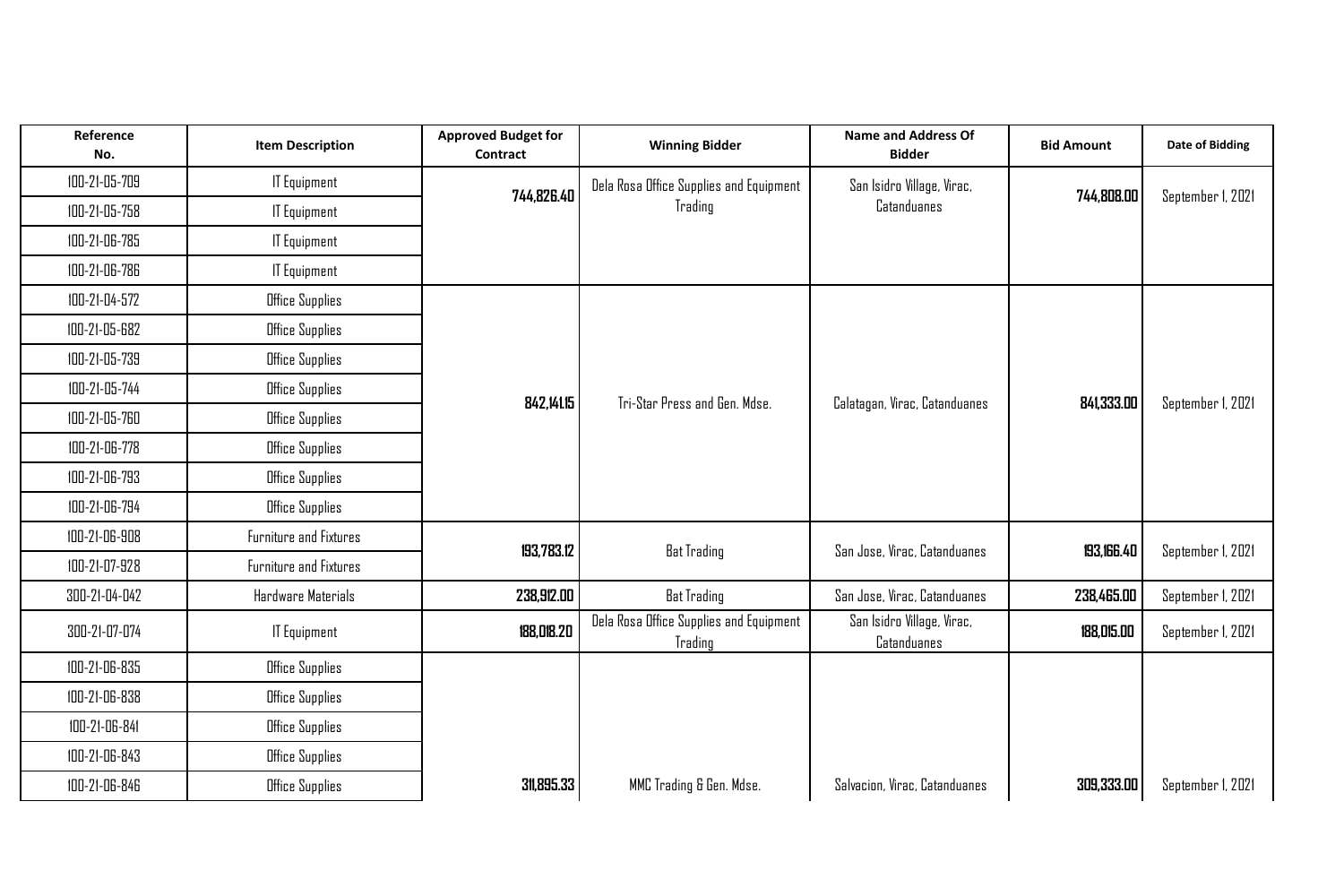| Reference No. | Item Description | Approved Budget for Contract | Winning Bidder | Name and Address Of Bidder | Bid Amount | Date of Bidding |
|---|---|---|---|---|---|---|
| 100-21-05-709 | IT Equipment | 744,826.40 | Dela Rosa Office Supplies and Equipment Trading | San Isidro Village, Virac, Catanduanes | 744,808.00 | September 1, 2021 |
| 100-21-05-758 | IT Equipment | | | | | |
| 100-21-06-785 | IT Equipment | | | | | |
| 100-21-06-786 | IT Equipment | | | | | |
| 100-21-04-572 | Office Supplies | 842,141.15 | Tri-Star Press and Gen. Mdse. | Calatagan, Virac, Catanduanes | 841,333.00 | September 1, 2021 |
| 100-21-05-682 | Office Supplies | | | | | |
| 100-21-05-739 | Office Supplies | | | | | |
| 100-21-05-744 | Office Supplies | | | | | |
| 100-21-05-760 | Office Supplies | | | | | |
| 100-21-06-778 | Office Supplies | | | | | |
| 100-21-06-793 | Office Supplies | | | | | |
| 100-21-06-794 | Office Supplies | | | | | |
| 100-21-06-908 | Furniture and Fixtures | 193,783.12 | Bat Trading | San Jose, Virac, Catanduanes | 193,166.40 | September 1, 2021 |
| 100-21-07-928 | Furniture and Fixtures | | | | | |
| 300-21-04-042 | Hardware Materials | 238,912.00 | Bat Trading | San Jose, Virac, Catanduanes | 238,465.00 | September 1, 2021 |
| 300-21-07-074 | IT Equipment | 188,018.20 | Dela Rosa Office Supplies and Equipment Trading | San Isidro Village, Virac, Catanduanes | 188,015.00 | September 1, 2021 |
| 100-21-06-835 | Office Supplies | 311,895.33 | MMC Trading & Gen. Mdse. | Salvacion, Virac, Catanduanes | 309,333.00 | September 1, 2021 |
| 100-21-06-838 | Office Supplies | | | | | |
| 100-21-06-841 | Office Supplies | | | | | |
| 100-21-06-843 | Office Supplies | | | | | |
| 100-21-06-846 | Office Supplies | | | | | |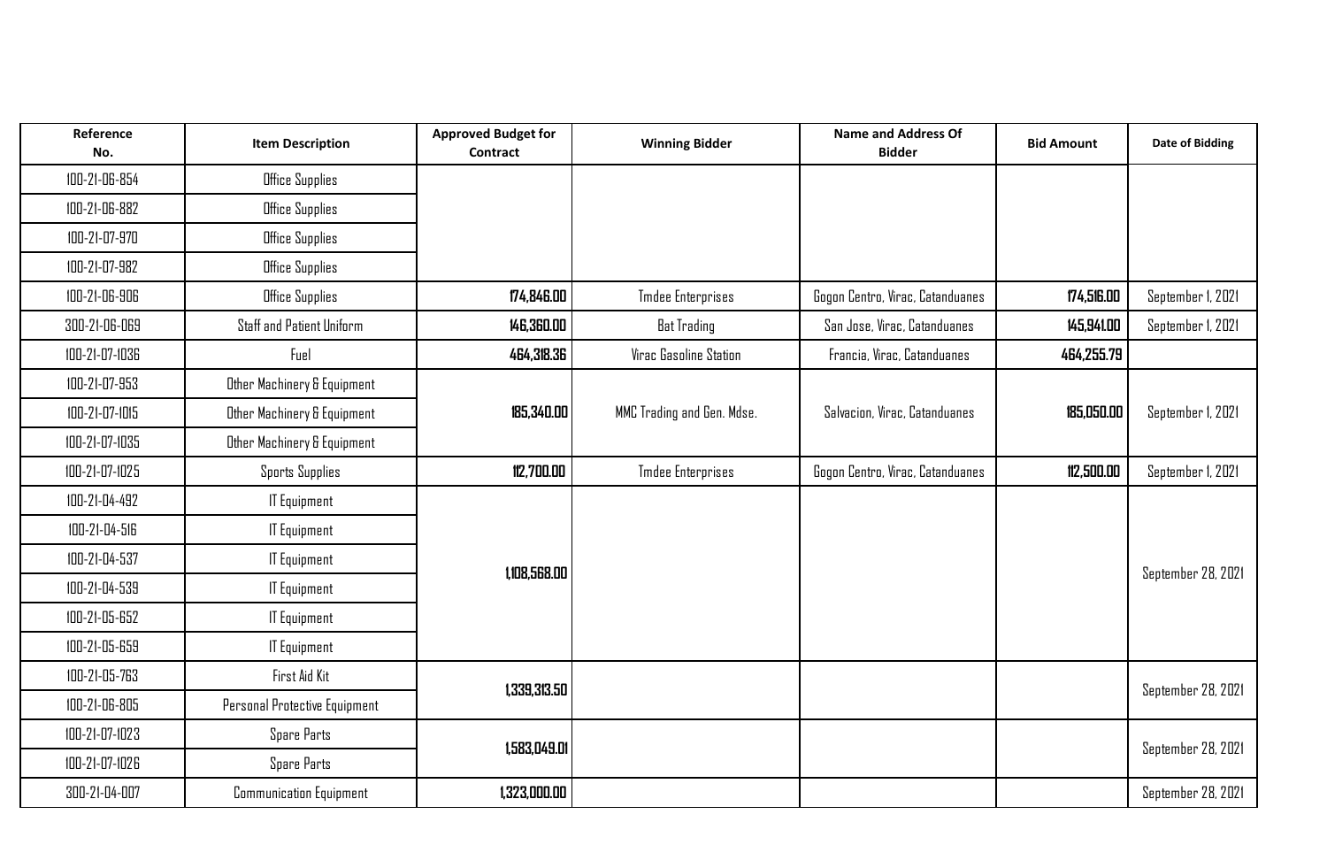| Reference No. | Item Description | Approved Budget for Contract | Winning Bidder | Name and Address Of Bidder | Bid Amount | Date of Bidding |
|---|---|---|---|---|---|---|
| 100-21-06-854 | Office Supplies | | | | | |
| 100-21-06-882 | Office Supplies | | | | | |
| 100-21-07-970 | Office Supplies | | | | | |
| 100-21-07-982 | Office Supplies | | | | | |
| 100-21-06-906 | Office Supplies | **174,846.00** | Tmdee Enterprises | Gogon Centro, Virac, Catanduanes | **174,516.00** | September 1, 2021 |
| 300-21-06-069 | Staff and Patient Uniform | **146,360.00** | Bat Trading | San Jose, Virac, Catanduanes | **145,941.00** | September 1, 2021 |
| 100-21-07-1036 | Fuel | **464,318.36** | Virac Gasoline Station | Francia, Virac, Catanduanes | **464,255.79** | |
| 100-21-07-953 | Other Machinery & Equipment | **185,340.00** | MMC Trading and Gen. Mdse. | Salvacion, Virac, Catanduanes | **185,050.00** | September 1, 2021 |
| 100-21-07-1015 | Other Machinery & Equipment | | | | | |
| 100-21-07-1035 | Other Machinery & Equipment | | | | | |
| 100-21-07-1025 | Sports Supplies | **112,700.00** | Tmdee Enterprises | Gogon Centro, Virac, Catanduanes | **112,500.00** | September 1, 2021 |
| 100-21-04-492 | IT Equipment | **1,108,568.00** | | | | September 28, 2021 |
| 100-21-04-516 | IT Equipment | | | | | |
| 100-21-04-537 | IT Equipment | | | | | |
| 100-21-04-539 | IT Equipment | | | | | |
| 100-21-05-652 | IT Equipment | | | | | |
| 100-21-05-659 | IT Equipment | | | | | |
| 100-21-05-763 | First Aid Kit | **1,339,313.50** | | | | September 28, 2021 |
| 100-21-06-805 | Personal Protective Equipment | | | | | |
| 100-21-07-1023 | Spare Parts | **1,583,049.01** | | | | September 28, 2021 |
| 100-21-07-1026 | Spare Parts | | | | | |
| 300-21-04-007 | Communication Equipment | **1,323,000.00** | | | | September 28, 2021 |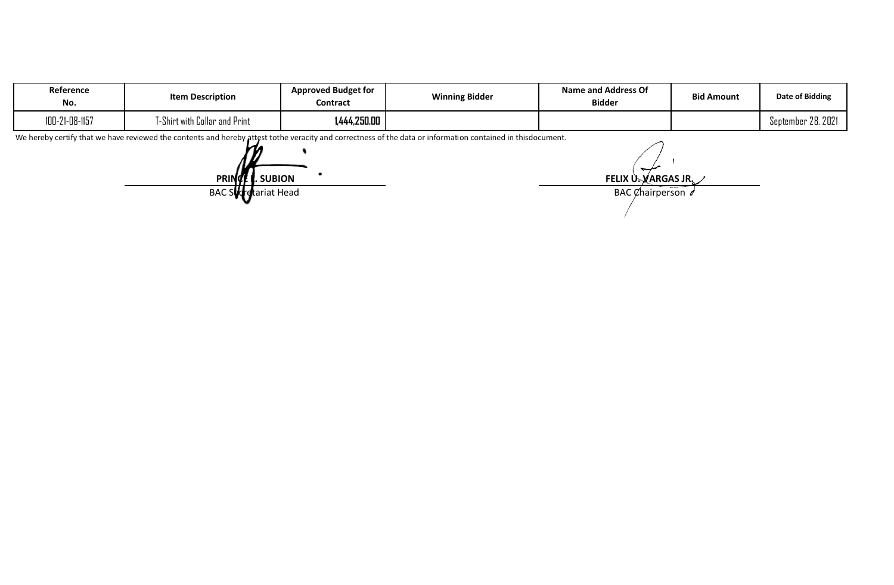| Reference No. | Item Description | Approved Budget for Contract | Winning Bidder | Name and Address Of Bidder | Bid Amount | Date of Bidding |
|---|---|---|---|---|---|---|
| 100-21-08-1157 | T-Shirt with Collar and Print | **1,444,250.00** | | | | September 28, 2021 |

We hereby certify that we have reviewed the contents and hereby attest tothe veracity and correctness of the data or information contained in thisdocument.

**PRINCE I. SUBION**
BAC Secretariat Head

**FELIX U. VARGAS JR.**
BAC Chairperson